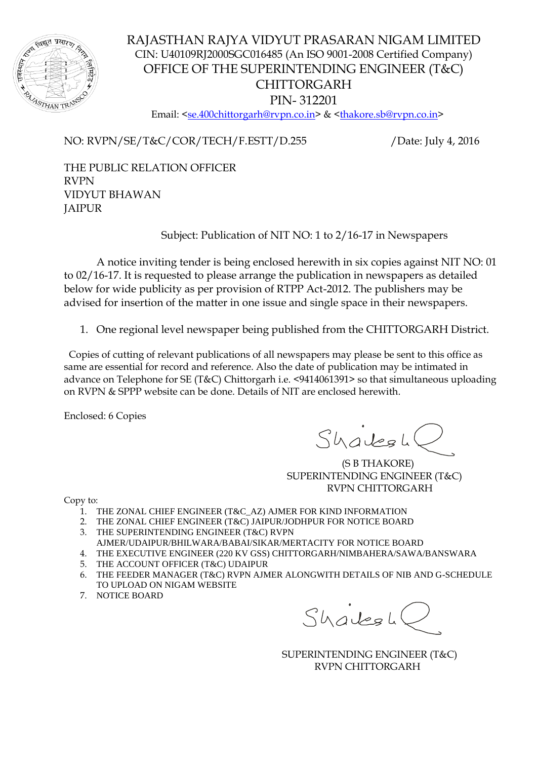# RAJASTHAN RAJYA VIDYUT PRASARAN NIGAM LIMITED

CIN: U40109RJ2000SGC016485 (An ISO 9001-2008 Certified Company)

OFFICE OF THE SUPERINTENDING ENGINEER (T&C)

CHITTORGARH

PIN- 312201

Email: <se.400chittorgarh@rvpn.co.in> & <thakore.sb@rvpn.co.in>

NO: RVPN/SE/T&C/COR/TECH/F.ESTT/D.255 /Date: July 4, 2016

THE PUBLIC RELATION OFFICER
RVPN
VIDYUT BHAWAN
JAIPUR

Subject: Publication of NIT NO: 1 to 2/16-17 in Newspapers

A notice inviting tender is being enclosed herewith in six copies against NIT NO: 01 to 02/16-17. It is requested to please arrange the publication in newspapers as detailed below for wide publicity as per provision of RTPP Act-2012. The publishers may be advised for insertion of the matter in one issue and single space in their newspapers.

1. One regional level newspaper being published from the CHITTORGARH District.

Copies of cutting of relevant publications of all newspapers may please be sent to this office as same are essential for record and reference. Also the date of publication may be intimated in advance on Telephone for SE (T&C) Chittorgarh i.e. <9414061391> so that simultaneous uploading on RVPN & SPPP website can be done. Details of NIT are enclosed herewith.

Enclosed: 6 Copies

Shailesh

(S B THAKORE)
SUPERINTENDING ENGINEER (T&C)
RVPN CHITTORGARH

Copy to:

1. THE ZONAL CHIEF ENGINEER (T&C_AZ) AJMER FOR KIND INFORMATION
2. THE ZONAL CHIEF ENGINEER (T&C) JAIPUR/JODHPUR FOR NOTICE BOARD
3. THE SUPERINTENDING ENGINEER (T&C) RVPN AJMER/UDAIPUR/BHILWARA/BABAI/SIKAR/MERTACITY FOR NOTICE BOARD
4. THE EXECUTIVE ENGINEER (220 KV GSS) CHITTORGARH/NIMBAHERA/SAWA/BANSWARA
5. THE ACCOUNT OFFICER (T&C) UDAIPUR
6. THE FEEDER MANAGER (T&C) RVPN AJMER ALONGWITH DETAILS OF NIB AND G-SCHEDULE TO UPLOAD ON NIGAM WEBSITE
7. NOTICE BOARD

Shailesh

SUPERINTENDING ENGINEER (T&C)
RVPN CHITTORGARH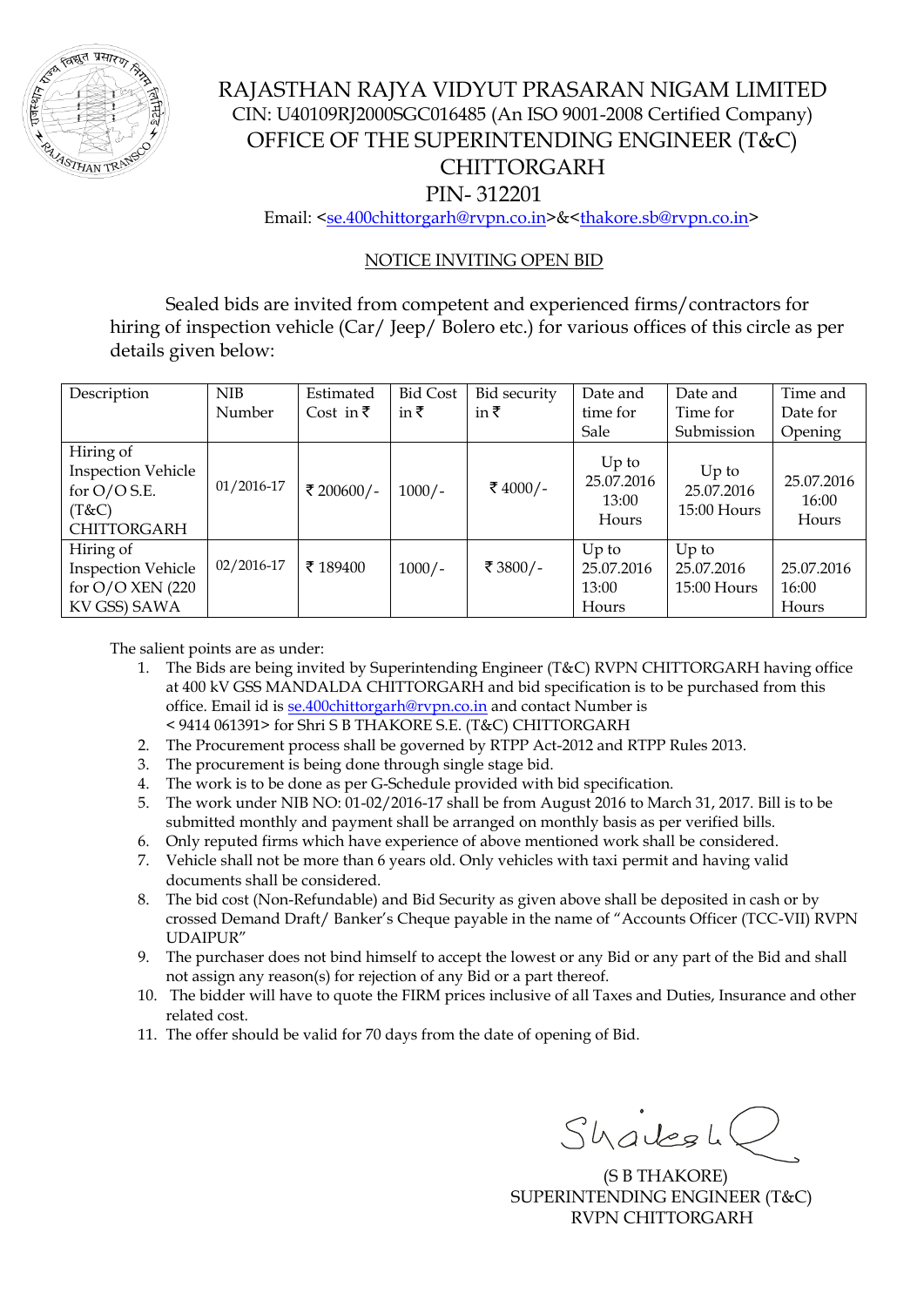# RAJASTHAN RAJYA VIDYUT PRASARAN NIGAM LIMITED

CIN: U40109RJ2000SGC016485 (An ISO 9001-2008 Certified Company)

OFFICE OF THE SUPERINTENDING ENGINEER (T&C)

CHITTORGARH

PIN- 312201

Email: <se.400chittorgarh@rvpn.co.in>&<thakore.sb@rvpn.co.in>

## NOTICE INVITING OPEN BID

Sealed bids are invited from competent and experienced firms/contractors for hiring of inspection vehicle (Car/ Jeep/ Bolero etc.) for various offices of this circle as per details given below:

| Description | NIB Number | Estimated Cost in ₹ | Bid Cost in ₹ | Bid security in ₹ | Date and time for Sale | Date and Time for Submission | Time and Date for Opening |
|---|---|---|---|---|---|---|---|
| Hiring of Inspection Vehicle for O/O S.E. (T&C) CHITTORGARH | 01/2016-17 | ₹ 200600/- | 1000/- | ₹ 4000/- | Up to 25.07.2016 13:00 Hours | Up to 25.07.2016 15:00 Hours | 25.07.2016 16:00 Hours |
| Hiring of Inspection Vehicle for O/O XEN (220 KV GSS) SAWA | 02/2016-17 | ₹ 189400 | 1000/- | ₹ 3800/- | Up to 25.07.2016 13:00 Hours | Up to 25.07.2016 15:00 Hours | 25.07.2016 16:00 Hours |

The salient points are as under:

1. The Bids are being invited by Superintending Engineer (T&C) RVPN CHITTORGARH having office at 400 kV GSS MANDALDA CHITTORGARH and bid specification is to be purchased from this office. Email id is se.400chittorgarh@rvpn.co.in and contact Number is < 9414 061391> for Shri S B THAKORE S.E. (T&C) CHITTORGARH
2. The Procurement process shall be governed by RTPP Act-2012 and RTPP Rules 2013.
3. The procurement is being done through single stage bid.
4. The work is to be done as per G-Schedule provided with bid specification.
5. The work under NIB NO: 01-02/2016-17 shall be from August 2016 to March 31, 2017. Bill is to be submitted monthly and payment shall be arranged on monthly basis as per verified bills.
6. Only reputed firms which have experience of above mentioned work shall be considered.
7. Vehicle shall not be more than 6 years old. Only vehicles with taxi permit and having valid documents shall be considered.
8. The bid cost (Non-Refundable) and Bid Security as given above shall be deposited in cash or by crossed Demand Draft/ Banker's Cheque payable in the name of "Accounts Officer (TCC-VII) RVPN UDAIPUR"
9. The purchaser does not bind himself to accept the lowest or any Bid or any part of the Bid and shall not assign any reason(s) for rejection of any Bid or a part thereof.
10. The bidder will have to quote the FIRM prices inclusive of all Taxes and Duties, Insurance and other related cost.
11. The offer should be valid for 70 days from the date of opening of Bid.

(S B THAKORE)
SUPERINTENDING ENGINEER (T&C)
RVPN CHITTORGARH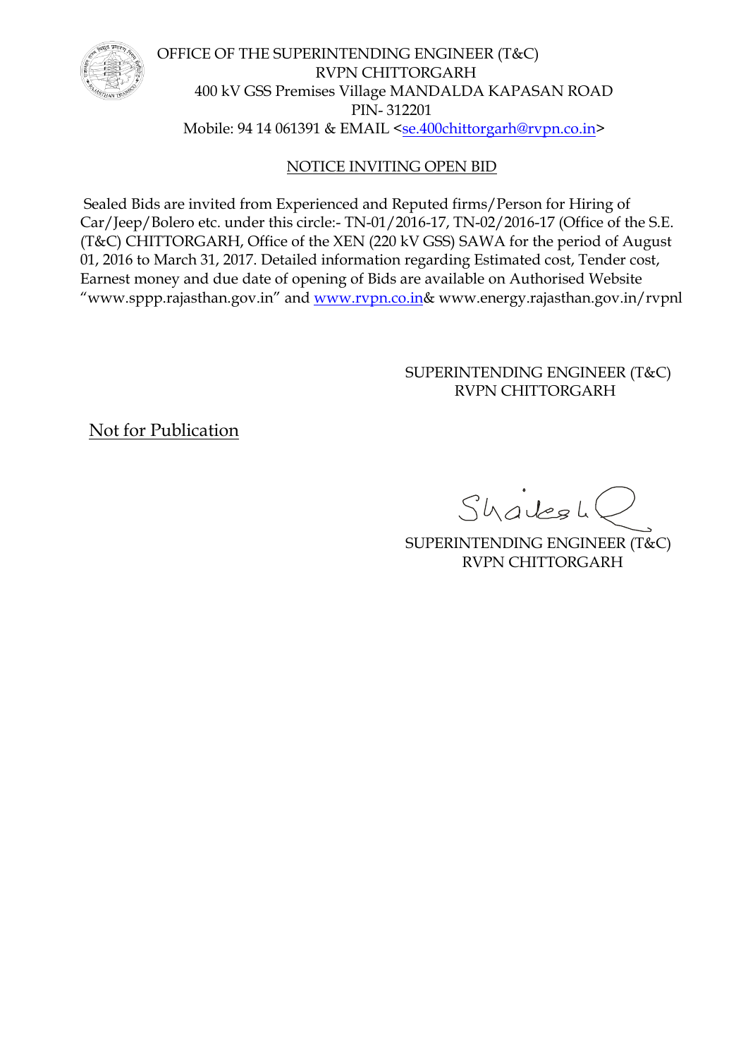OFFICE OF THE SUPERINTENDING ENGINEER (T&C)
RVPN CHITTORGARH
400 kV GSS Premises Village MANDALDA KAPASAN ROAD
PIN- 312201
Mobile: 94 14 061391 & EMAIL <se.400chittorgarh@rvpn.co.in>

## NOTICE INVITING OPEN BID

Sealed Bids are invited from Experienced and Reputed firms/Person for Hiring of Car/Jeep/Bolero etc. under this circle:- TN-01/2016-17, TN-02/2016-17 (Office of the S.E. (T&C) CHITTORGARH, Office of the XEN (220 kV GSS) SAWA for the period of August 01, 2016 to March 31, 2017. Detailed information regarding Estimated cost, Tender cost, Earnest money and due date of opening of Bids are available on Authorised Website "www.sppp.rajasthan.gov.in" and www.rvpn.co.in& www.energy.rajasthan.gov.in/rvpnl

SUPERINTENDING ENGINEER (T&C)
RVPN CHITTORGARH

Not for Publication

Shailesh

SUPERINTENDING ENGINEER (T&C)
RVPN CHITTORGARH